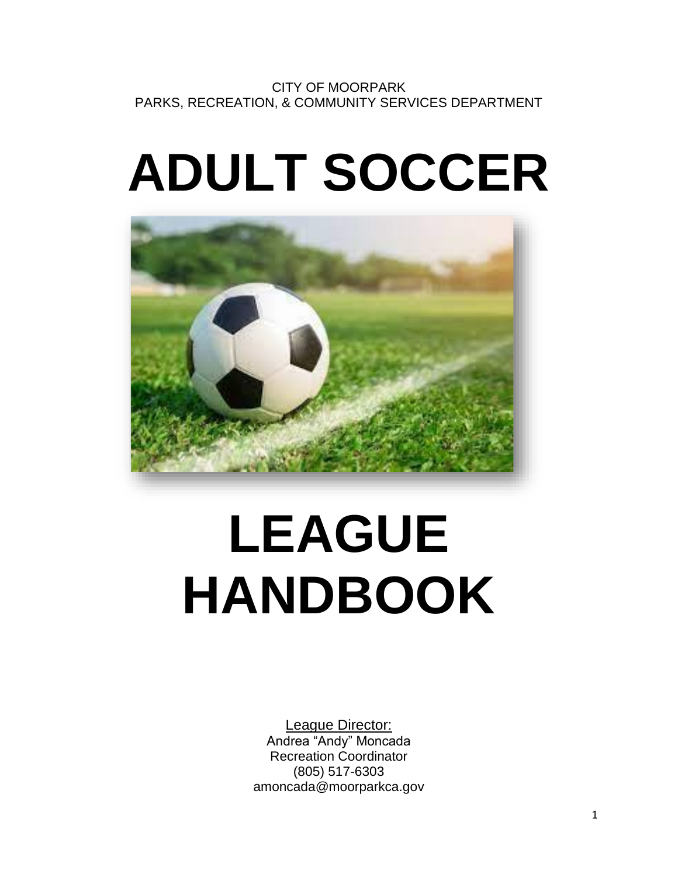CITY OF MOORPARK
PARKS, RECREATION, & COMMUNITY SERVICES DEPARTMENT

# ADULT SOCCER

# LEAGUE HANDBOOK

League Director:
Andrea "Andy" Moncada
Recreation Coordinator
(805) 517-6303
amoncada@moorparkca.gov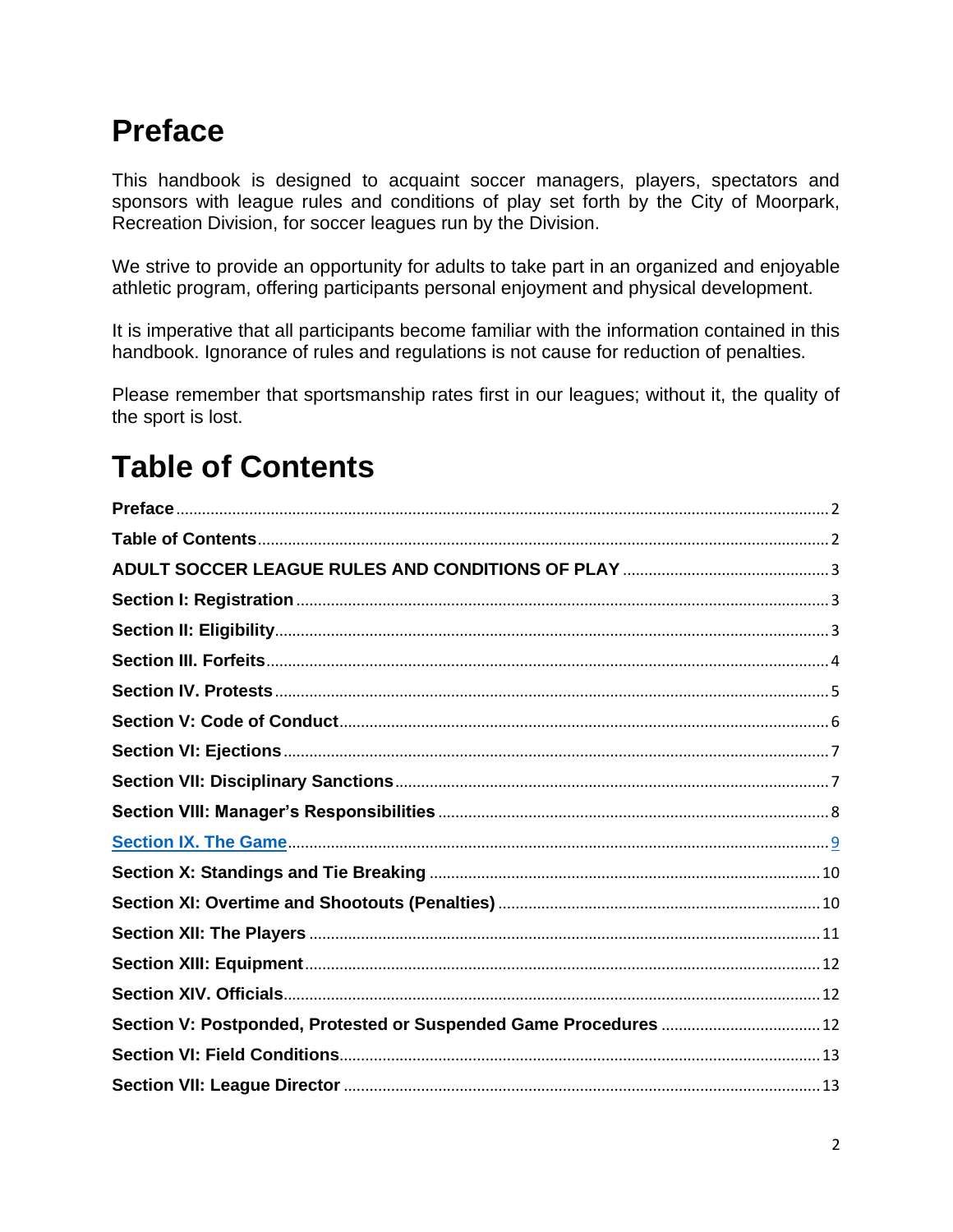# Preface

This handbook is designed to acquaint soccer managers, players, spectators and sponsors with league rules and conditions of play set forth by the City of Moorpark, Recreation Division, for soccer leagues run by the Division.

We strive to provide an opportunity for adults to take part in an organized and enjoyable athletic program, offering participants personal enjoyment and physical development.

It is imperative that all participants become familiar with the information contained in this handbook. Ignorance of rules and regulations is not cause for reduction of penalties.

Please remember that sportsmanship rates first in our leagues; without it, the quality of the sport is lost.

# Table of Contents

**Preface** .......... 2
**Table of Contents** .......... 2
**ADULT SOCCER LEAGUE RULES AND CONDITIONS OF PLAY** .......... 3
**Section I: Registration** .......... 3
**Section II: Eligibility** .......... 3
**Section III. Forfeits** .......... 4
**Section IV. Protests** .......... 5
**Section V: Code of Conduct** .......... 6
**Section VI: Ejections** .......... 7
**Section VII: Disciplinary Sanctions** .......... 7
**Section VIII: Manager's Responsibilities** .......... 8
**Section IX. The Game** .......... 9
**Section X: Standings and Tie Breaking** .......... 10
**Section XI: Overtime and Shootouts (Penalties)** .......... 10
**Section XII: The Players** .......... 11
**Section XIII: Equipment** .......... 12
**Section XIV. Officials** .......... 12
**Section V: Postponed, Protested or Suspended Game Procedures** .......... 12
**Section VI: Field Conditions** .......... 13
**Section VII: League Director** .......... 13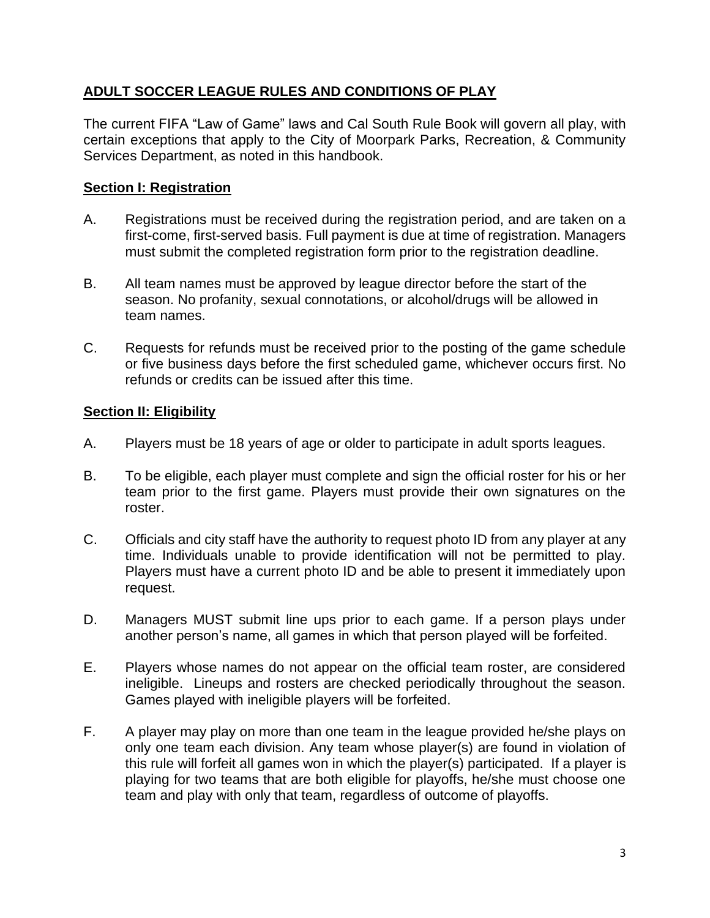## ADULT SOCCER LEAGUE RULES AND CONDITIONS OF PLAY

The current FIFA "Law of Game" laws and Cal South Rule Book will govern all play, with certain exceptions that apply to the City of Moorpark Parks, Recreation, & Community Services Department, as noted in this handbook.

### Section I: Registration

A. Registrations must be received during the registration period, and are taken on a first-come, first-served basis. Full payment is due at time of registration. Managers must submit the completed registration form prior to the registration deadline.

B. All team names must be approved by league director before the start of the season. No profanity, sexual connotations, or alcohol/drugs will be allowed in team names.

C. Requests for refunds must be received prior to the posting of the game schedule or five business days before the first scheduled game, whichever occurs first. No refunds or credits can be issued after this time.

### Section II: Eligibility

A. Players must be 18 years of age or older to participate in adult sports leagues.

B. To be eligible, each player must complete and sign the official roster for his or her team prior to the first game. Players must provide their own signatures on the roster.

C. Officials and city staff have the authority to request photo ID from any player at any time. Individuals unable to provide identification will not be permitted to play. Players must have a current photo ID and be able to present it immediately upon request.

D. Managers MUST submit line ups prior to each game. If a person plays under another person's name, all games in which that person played will be forfeited.

E. Players whose names do not appear on the official team roster, are considered ineligible. Lineups and rosters are checked periodically throughout the season. Games played with ineligible players will be forfeited.

F. A player may play on more than one team in the league provided he/she plays on only one team each division. Any team whose player(s) are found in violation of this rule will forfeit all games won in which the player(s) participated. If a player is playing for two teams that are both eligible for playoffs, he/she must choose one team and play with only that team, regardless of outcome of playoffs.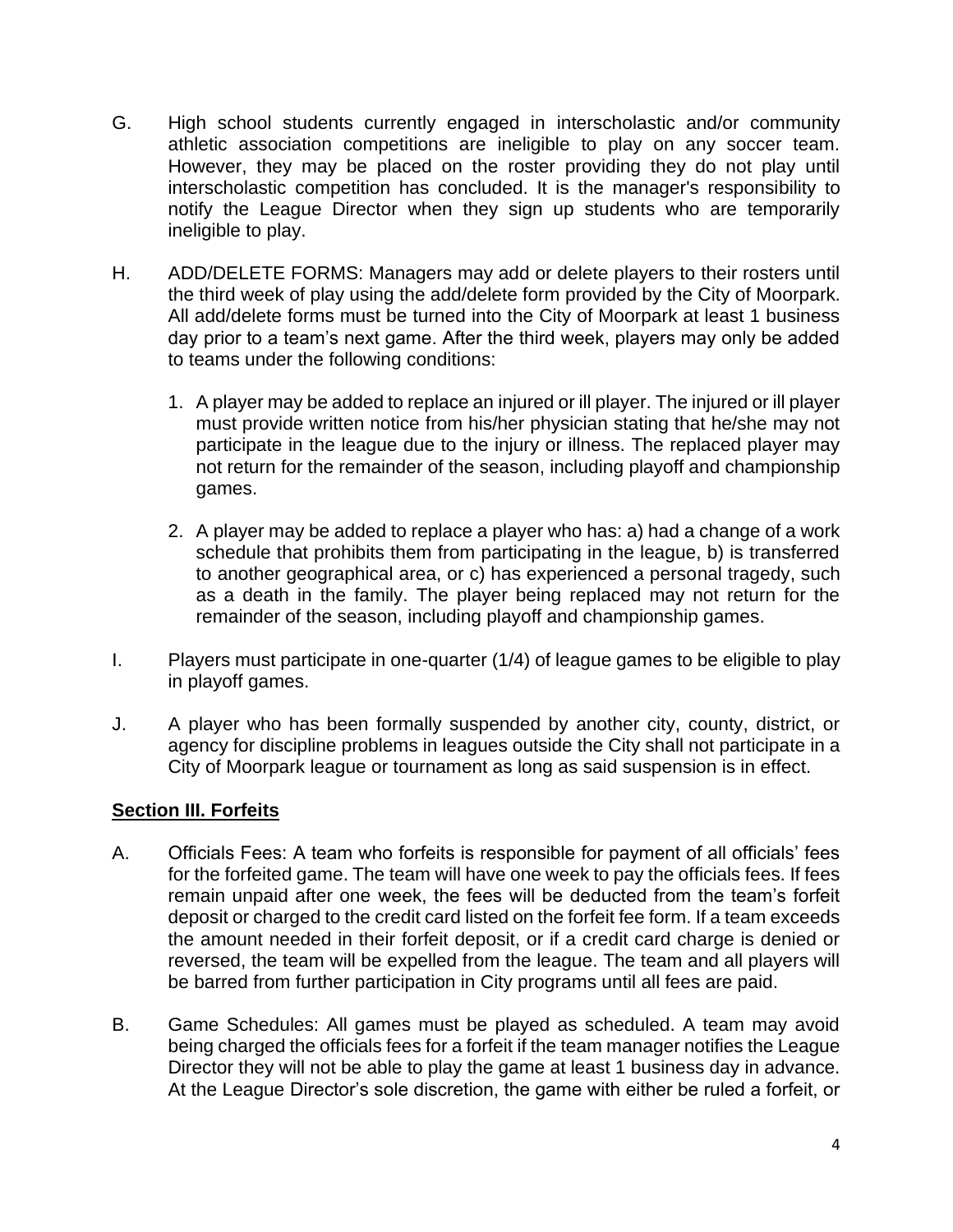G. High school students currently engaged in interscholastic and/or community athletic association competitions are ineligible to play on any soccer team. However, they may be placed on the roster providing they do not play until interscholastic competition has concluded. It is the manager's responsibility to notify the League Director when they sign up students who are temporarily ineligible to play.

H. ADD/DELETE FORMS: Managers may add or delete players to their rosters until the third week of play using the add/delete form provided by the City of Moorpark. All add/delete forms must be turned into the City of Moorpark at least 1 business day prior to a team's next game. After the third week, players may only be added to teams under the following conditions:

   1. A player may be added to replace an injured or ill player. The injured or ill player must provide written notice from his/her physician stating that he/she may not participate in the league due to the injury or illness. The replaced player may not return for the remainder of the season, including playoff and championship games.

   2. A player may be added to replace a player who has: a) had a change of a work schedule that prohibits them from participating in the league, b) is transferred to another geographical area, or c) has experienced a personal tragedy, such as a death in the family. The player being replaced may not return for the remainder of the season, including playoff and championship games.

I. Players must participate in one-quarter (1/4) of league games to be eligible to play in playoff games.

J. A player who has been formally suspended by another city, county, district, or agency for discipline problems in leagues outside the City shall not participate in a City of Moorpark league or tournament as long as said suspension is in effect.

## Section III. Forfeits

A. Officials Fees: A team who forfeits is responsible for payment of all officials' fees for the forfeited game. The team will have one week to pay the officials fees. If fees remain unpaid after one week, the fees will be deducted from the team's forfeit deposit or charged to the credit card listed on the forfeit fee form. If a team exceeds the amount needed in their forfeit deposit, or if a credit card charge is denied or reversed, the team will be expelled from the league. The team and all players will be barred from further participation in City programs until all fees are paid.

B. Game Schedules: All games must be played as scheduled. A team may avoid being charged the officials fees for a forfeit if the team manager notifies the League Director they will not be able to play the game at least 1 business day in advance. At the League Director's sole discretion, the game with either be ruled a forfeit, or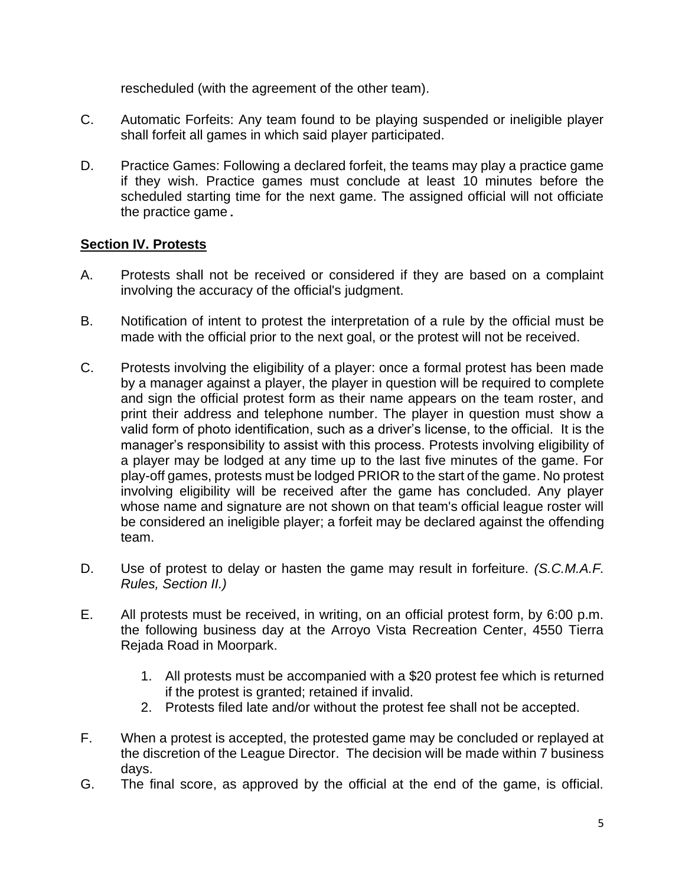rescheduled (with the agreement of the other team).

C. Automatic Forfeits: Any team found to be playing suspended or ineligible player shall forfeit all games in which said player participated.

D. Practice Games: Following a declared forfeit, the teams may play a practice game if they wish. Practice games must conclude at least 10 minutes before the scheduled starting time for the next game. The assigned official will not officiate the practice game.

## Section IV. Protests

A. Protests shall not be received or considered if they are based on a complaint involving the accuracy of the official's judgment.

B. Notification of intent to protest the interpretation of a rule by the official must be made with the official prior to the next goal, or the protest will not be received.

C. Protests involving the eligibility of a player: once a formal protest has been made by a manager against a player, the player in question will be required to complete and sign the official protest form as their name appears on the team roster, and print their address and telephone number. The player in question must show a valid form of photo identification, such as a driver's license, to the official. It is the manager's responsibility to assist with this process. Protests involving eligibility of a player may be lodged at any time up to the last five minutes of the game. For play-off games, protests must be lodged PRIOR to the start of the game. No protest involving eligibility will be received after the game has concluded. Any player whose name and signature are not shown on that team's official league roster will be considered an ineligible player; a forfeit may be declared against the offending team.

D. Use of protest to delay or hasten the game may result in forfeiture. *(S.C.M.A.F. Rules, Section II.)*

E. All protests must be received, in writing, on an official protest form, by 6:00 p.m. the following business day at the Arroyo Vista Recreation Center, 4550 Tierra Rejada Road in Moorpark.

   1. All protests must be accompanied with a $20 protest fee which is returned if the protest is granted; retained if invalid.
   2. Protests filed late and/or without the protest fee shall not be accepted.

F. When a protest is accepted, the protested game may be concluded or replayed at the discretion of the League Director. The decision will be made within 7 business days.

G. The final score, as approved by the official at the end of the game, is official.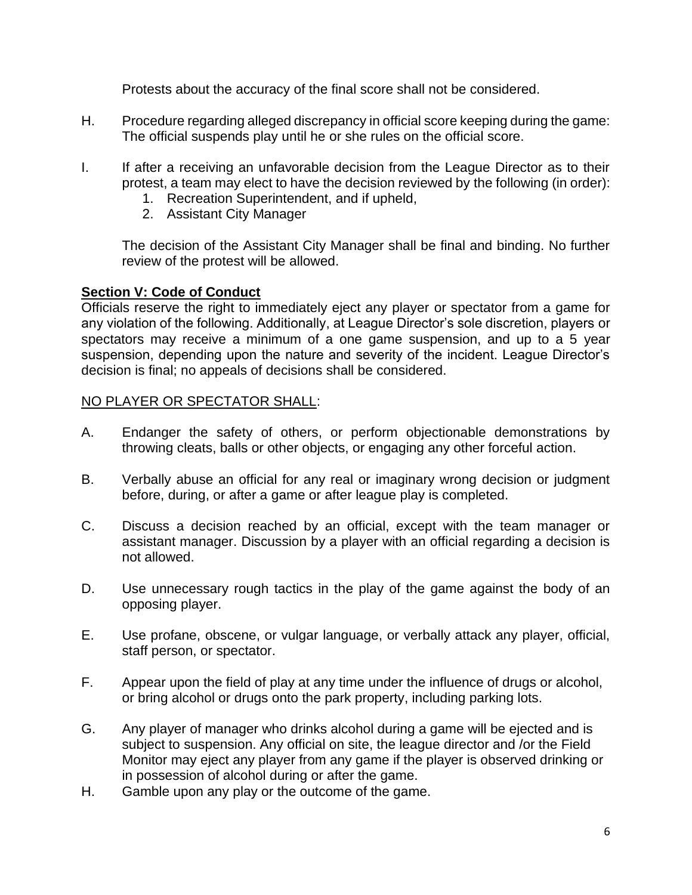Protests about the accuracy of the final score shall not be considered.

H. Procedure regarding alleged discrepancy in official score keeping during the game: The official suspends play until he or she rules on the official score.

I. If after a receiving an unfavorable decision from the League Director as to their protest, a team may elect to have the decision reviewed by the following (in order):
   1. Recreation Superintendent, and if upheld,
   2. Assistant City Manager

   The decision of the Assistant City Manager shall be final and binding. No further review of the protest will be allowed.

**Section V: Code of Conduct**

Officials reserve the right to immediately eject any player or spectator from a game for any violation of the following. Additionally, at League Director's sole discretion, players or spectators may receive a minimum of a one game suspension, and up to a 5 year suspension, depending upon the nature and severity of the incident. League Director's decision is final; no appeals of decisions shall be considered.

NO PLAYER OR SPECTATOR SHALL:

A. Endanger the safety of others, or perform objectionable demonstrations by throwing cleats, balls or other objects, or engaging any other forceful action.

B. Verbally abuse an official for any real or imaginary wrong decision or judgment before, during, or after a game or after league play is completed.

C. Discuss a decision reached by an official, except with the team manager or assistant manager. Discussion by a player with an official regarding a decision is not allowed.

D. Use unnecessary rough tactics in the play of the game against the body of an opposing player.

E. Use profane, obscene, or vulgar language, or verbally attack any player, official, staff person, or spectator.

F. Appear upon the field of play at any time under the influence of drugs or alcohol, or bring alcohol or drugs onto the park property, including parking lots.

G. Any player of manager who drinks alcohol during a game will be ejected and is subject to suspension. Any official on site, the league director and /or the Field Monitor may eject any player from any game if the player is observed drinking or in possession of alcohol during or after the game.

H. Gamble upon any play or the outcome of the game.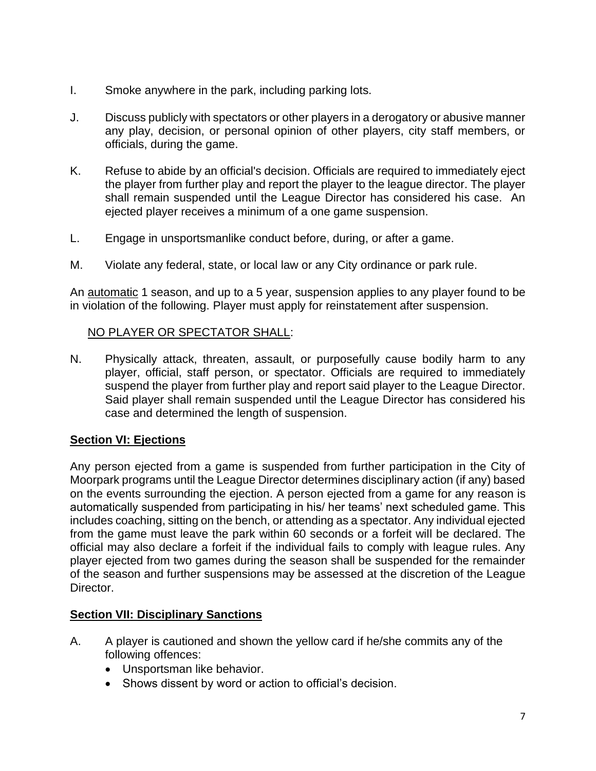I. Smoke anywhere in the park, including parking lots.

J. Discuss publicly with spectators or other players in a derogatory or abusive manner any play, decision, or personal opinion of other players, city staff members, or officials, during the game.

K. Refuse to abide by an official's decision. Officials are required to immediately eject the player from further play and report the player to the league director. The player shall remain suspended until the League Director has considered his case. An ejected player receives a minimum of a one game suspension.

L. Engage in unsportsmanlike conduct before, during, or after a game.

M. Violate any federal, state, or local law or any City ordinance or park rule.

An <u>automatic</u> 1 season, and up to a 5 year, suspension applies to any player found to be in violation of the following. Player must apply for reinstatement after suspension.

<u>NO PLAYER OR SPECTATOR SHALL</u>:

N. Physically attack, threaten, assault, or purposefully cause bodily harm to any player, official, staff person, or spectator. Officials are required to immediately suspend the player from further play and report said player to the League Director. Said player shall remain suspended until the League Director has considered his case and determined the length of suspension.

## Section VI: Ejections

Any person ejected from a game is suspended from further participation in the City of Moorpark programs until the League Director determines disciplinary action (if any) based on the events surrounding the ejection. A person ejected from a game for any reason is automatically suspended from participating in his/ her teams' next scheduled game. This includes coaching, sitting on the bench, or attending as a spectator. Any individual ejected from the game must leave the park within 60 seconds or a forfeit will be declared. The official may also declare a forfeit if the individual fails to comply with league rules. Any player ejected from two games during the season shall be suspended for the remainder of the season and further suspensions may be assessed at the discretion of the League Director.

## Section VII: Disciplinary Sanctions

A. A player is cautioned and shown the yellow card if he/she commits any of the following offences:
- Unsportsman like behavior.
- Shows dissent by word or action to official's decision.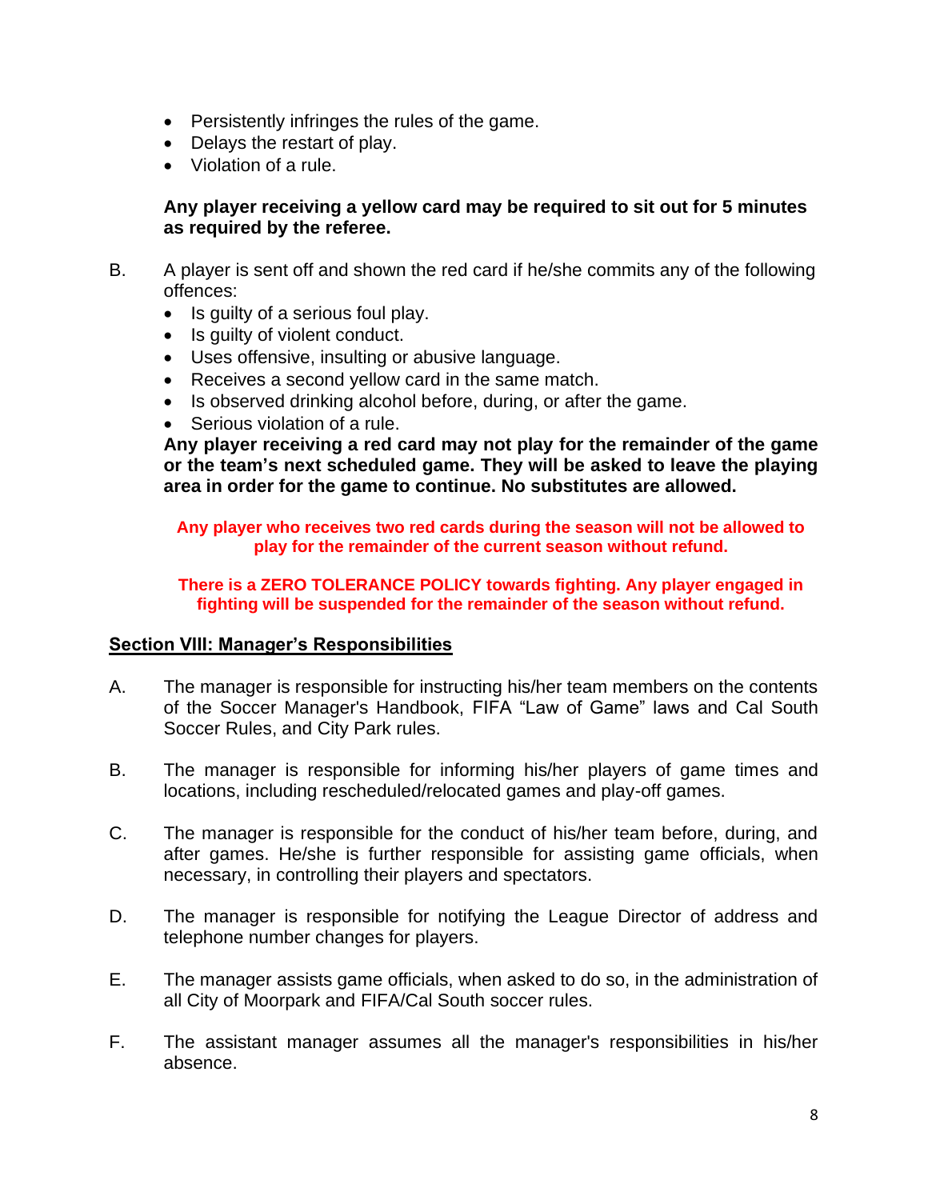- Persistently infringes the rules of the game.
- Delays the restart of play.
- Violation of a rule.

**Any player receiving a yellow card may be required to sit out for 5 minutes as required by the referee.**

B. A player is sent off and shown the red card if he/she commits any of the following offences:

- Is guilty of a serious foul play.
- Is guilty of violent conduct.
- Uses offensive, insulting or abusive language.
- Receives a second yellow card in the same match.
- Is observed drinking alcohol before, during, or after the game.
- Serious violation of a rule.

**Any player receiving a red card may not play for the remainder of the game or the team's next scheduled game. They will be asked to leave the playing area in order for the game to continue. No substitutes are allowed.**

**Any player who receives two red cards during the season will not be allowed to play for the remainder of the current season without refund.**

**There is a ZERO TOLERANCE POLICY towards fighting. Any player engaged in fighting will be suspended for the remainder of the season without refund.**

## Section VIII: Manager's Responsibilities

A. The manager is responsible for instructing his/her team members on the contents of the Soccer Manager's Handbook, FIFA "Law of Game" laws and Cal South Soccer Rules, and City Park rules.

B. The manager is responsible for informing his/her players of game times and locations, including rescheduled/relocated games and play-off games.

C. The manager is responsible for the conduct of his/her team before, during, and after games. He/she is further responsible for assisting game officials, when necessary, in controlling their players and spectators.

D. The manager is responsible for notifying the League Director of address and telephone number changes for players.

E. The manager assists game officials, when asked to do so, in the administration of all City of Moorpark and FIFA/Cal South soccer rules.

F. The assistant manager assumes all the manager's responsibilities in his/her absence.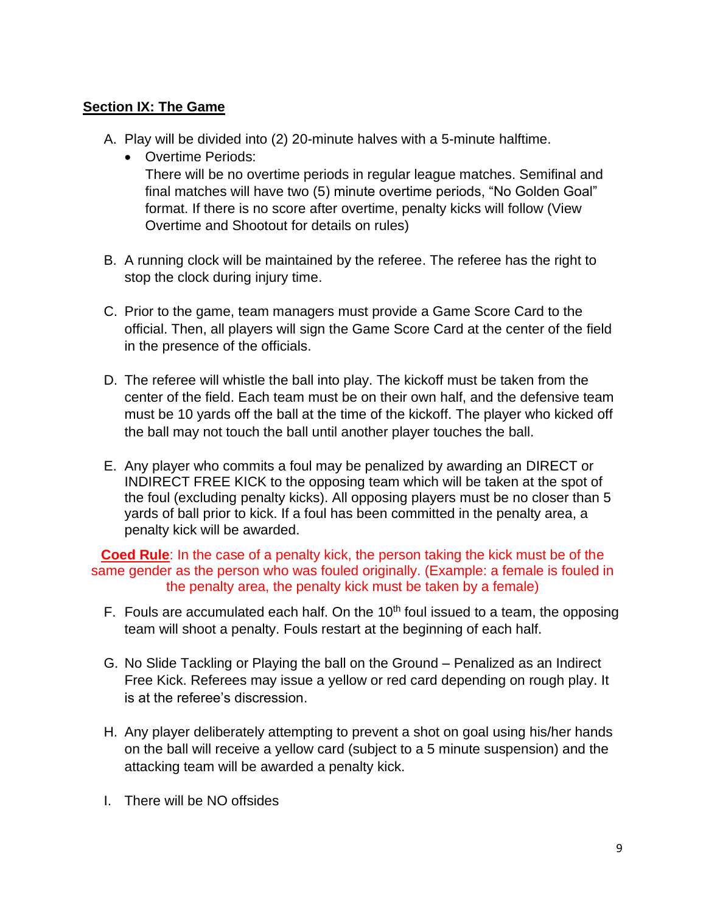## **Section IX: The Game**

A. Play will be divided into (2) 20-minute halves with a 5-minute halftime.
   - Overtime Periods:
     There will be no overtime periods in regular league matches. Semifinal and final matches will have two (5) minute overtime periods, "No Golden Goal" format. If there is no score after overtime, penalty kicks will follow (View Overtime and Shootout for details on rules)

B. A running clock will be maintained by the referee. The referee has the right to stop the clock during injury time.

C. Prior to the game, team managers must provide a Game Score Card to the official. Then, all players will sign the Game Score Card at the center of the field in the presence of the officials.

D. The referee will whistle the ball into play. The kickoff must be taken from the center of the field. Each team must be on their own half, and the defensive team must be 10 yards off the ball at the time of the kickoff. The player who kicked off the ball may not touch the ball until another player touches the ball.

E. Any player who commits a foul may be penalized by awarding an DIRECT or INDIRECT FREE KICK to the opposing team which will be taken at the spot of the foul (excluding penalty kicks). All opposing players must be no closer than 5 yards of ball prior to kick. If a foul has been committed in the penalty area, a penalty kick will be awarded.

**Coed Rule**: In the case of a penalty kick, the person taking the kick must be of the same gender as the person who was fouled originally. (Example: a female is fouled in the penalty area, the penalty kick must be taken by a female)

F. Fouls are accumulated each half. On the 10th foul issued to a team, the opposing team will shoot a penalty. Fouls restart at the beginning of each half.

G. No Slide Tackling or Playing the ball on the Ground – Penalized as an Indirect Free Kick. Referees may issue a yellow or red card depending on rough play. It is at the referee's discression.

H. Any player deliberately attempting to prevent a shot on goal using his/her hands on the ball will receive a yellow card (subject to a 5 minute suspension) and the attacking team will be awarded a penalty kick.

I. There will be NO offsides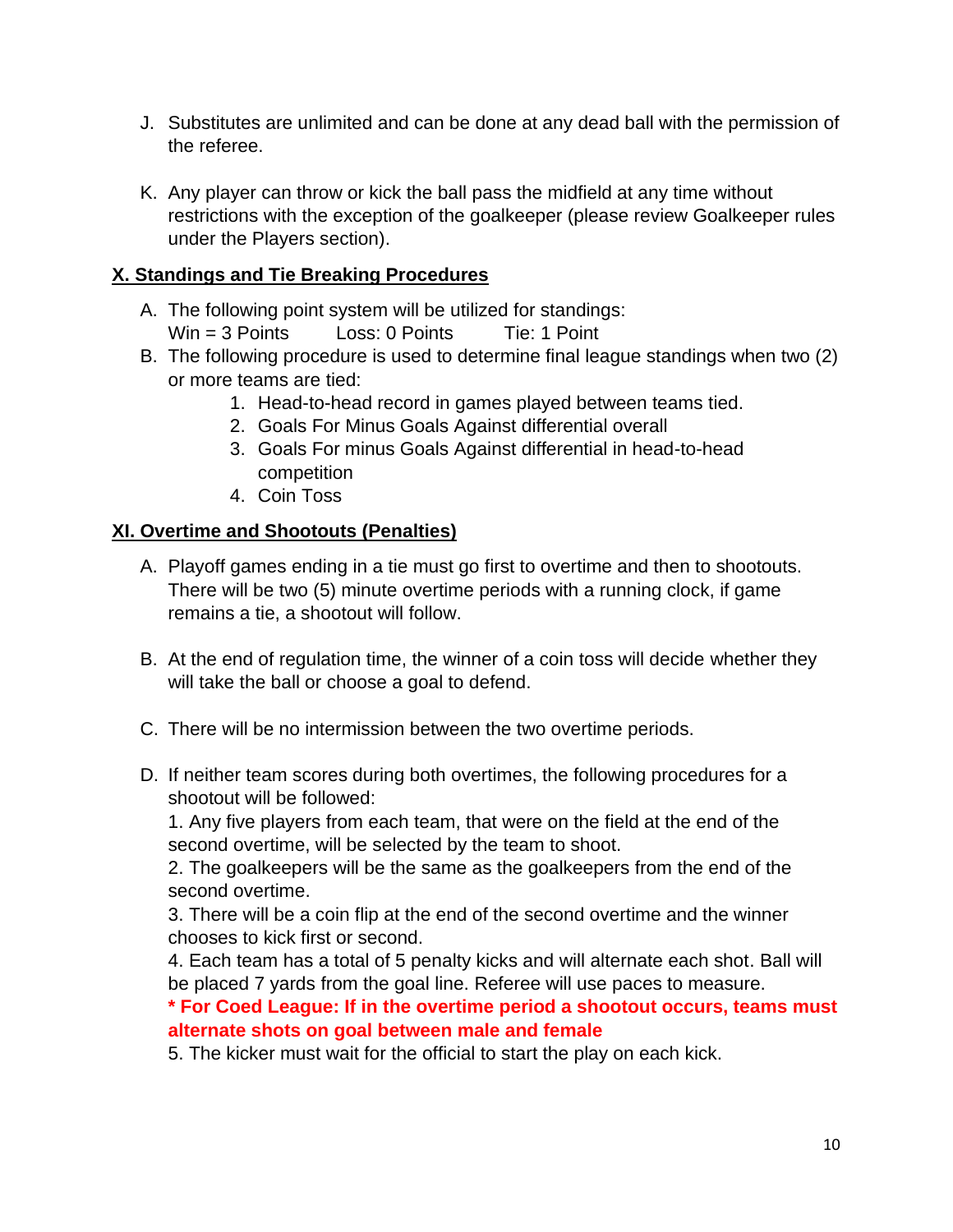J. Substitutes are unlimited and can be done at any dead ball with the permission of the referee.

K. Any player can throw or kick the ball pass the midfield at any time without restrictions with the exception of the goalkeeper (please review Goalkeeper rules under the Players section).

## X. Standings and Tie Breaking Procedures

A. The following point system will be utilized for standings:
Win = 3 Points    Loss: 0 Points    Tie: 1 Point

B. The following procedure is used to determine final league standings when two (2) or more teams are tied:

1. Head-to-head record in games played between teams tied.
2. Goals For Minus Goals Against differential overall
3. Goals For minus Goals Against differential in head-to-head competition
4. Coin Toss

## XI. Overtime and Shootouts (Penalties)

A. Playoff games ending in a tie must go first to overtime and then to shootouts. There will be two (5) minute overtime periods with a running clock, if game remains a tie, a shootout will follow.

B. At the end of regulation time, the winner of a coin toss will decide whether they will take the ball or choose a goal to defend.

C. There will be no intermission between the two overtime periods.

D. If neither team scores during both overtimes, the following procedures for a shootout will be followed:
1. Any five players from each team, that were on the field at the end of the second overtime, will be selected by the team to shoot.
2. The goalkeepers will be the same as the goalkeepers from the end of the second overtime.
3. There will be a coin flip at the end of the second overtime and the winner chooses to kick first or second.
4. Each team has a total of 5 penalty kicks and will alternate each shot. Ball will be placed 7 yards from the goal line. Referee will use paces to measure.
**\* For Coed League: If in the overtime period a shootout occurs, teams must alternate shots on goal between male and female**
5. The kicker must wait for the official to start the play on each kick.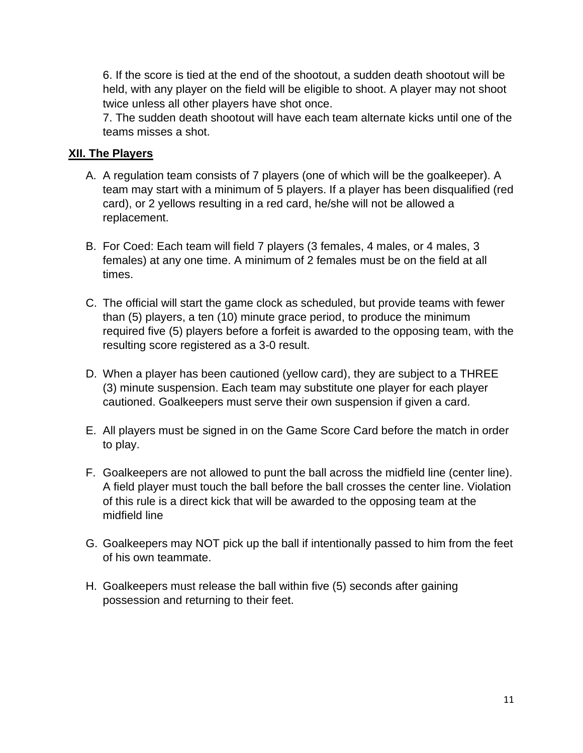6. If the score is tied at the end of the shootout, a sudden death shootout will be held, with any player on the field will be eligible to shoot. A player may not shoot twice unless all other players have shot once.
7. The sudden death shootout will have each team alternate kicks until one of the teams misses a shot.

## XII. The Players

A. A regulation team consists of 7 players (one of which will be the goalkeeper). A team may start with a minimum of 5 players. If a player has been disqualified (red card), or 2 yellows resulting in a red card, he/she will not be allowed a replacement.

B. For Coed: Each team will field 7 players (3 females, 4 males, or 4 males, 3 females) at any one time. A minimum of 2 females must be on the field at all times.

C. The official will start the game clock as scheduled, but provide teams with fewer than (5) players, a ten (10) minute grace period, to produce the minimum required five (5) players before a forfeit is awarded to the opposing team, with the resulting score registered as a 3-0 result.

D. When a player has been cautioned (yellow card), they are subject to a THREE (3) minute suspension. Each team may substitute one player for each player cautioned. Goalkeepers must serve their own suspension if given a card.

E. All players must be signed in on the Game Score Card before the match in order to play.

F. Goalkeepers are not allowed to punt the ball across the midfield line (center line). A field player must touch the ball before the ball crosses the center line. Violation of this rule is a direct kick that will be awarded to the opposing team at the midfield line

G. Goalkeepers may NOT pick up the ball if intentionally passed to him from the feet of his own teammate.

H. Goalkeepers must release the ball within five (5) seconds after gaining possession and returning to their feet.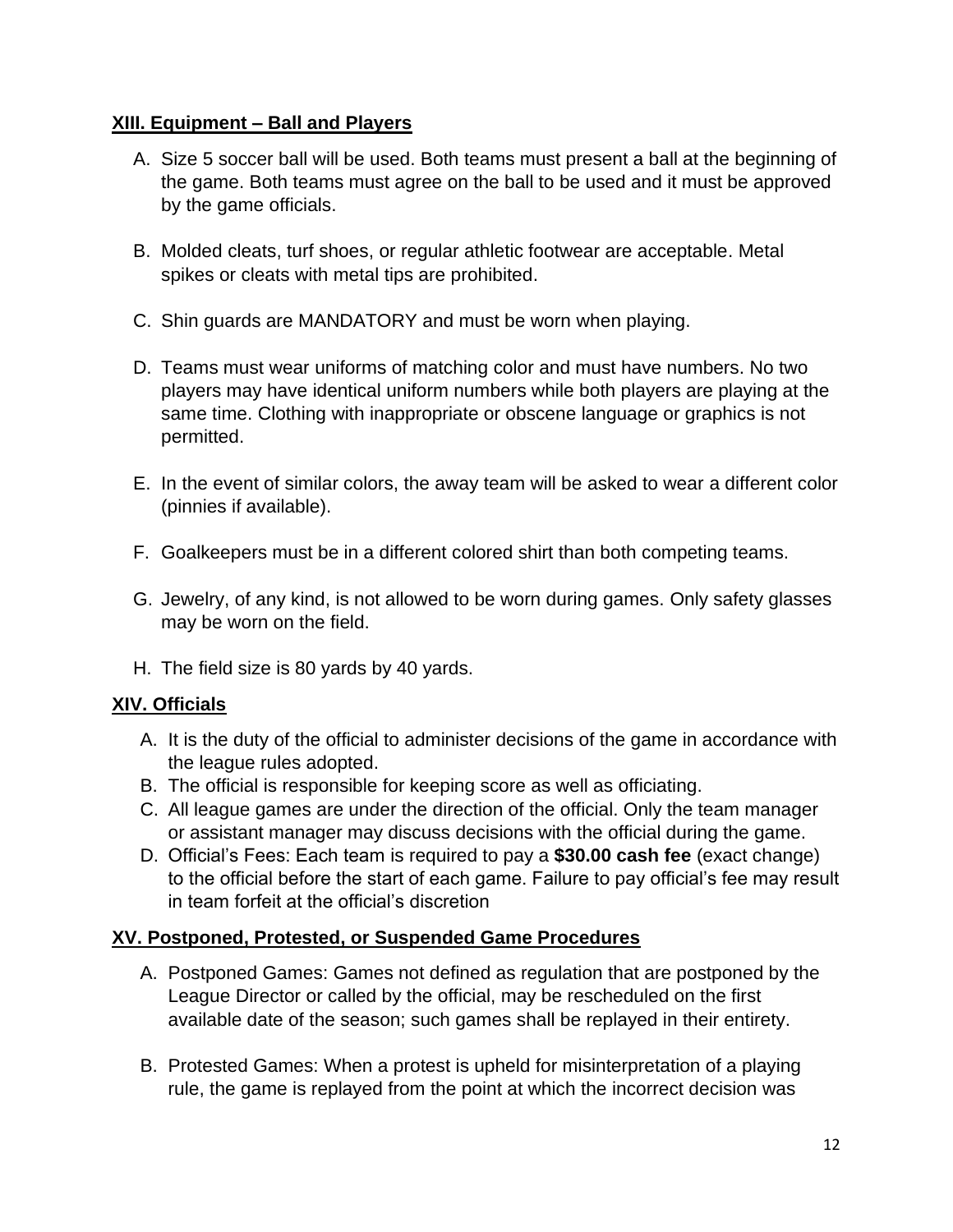## XIII. Equipment – Ball and Players

A. Size 5 soccer ball will be used. Both teams must present a ball at the beginning of the game. Both teams must agree on the ball to be used and it must be approved by the game officials.

B. Molded cleats, turf shoes, or regular athletic footwear are acceptable. Metal spikes or cleats with metal tips are prohibited.

C. Shin guards are MANDATORY and must be worn when playing.

D. Teams must wear uniforms of matching color and must have numbers. No two players may have identical uniform numbers while both players are playing at the same time. Clothing with inappropriate or obscene language or graphics is not permitted.

E. In the event of similar colors, the away team will be asked to wear a different color (pinnies if available).

F. Goalkeepers must be in a different colored shirt than both competing teams.

G. Jewelry, of any kind, is not allowed to be worn during games. Only safety glasses may be worn on the field.

H. The field size is 80 yards by 40 yards.

## XIV. Officials

A. It is the duty of the official to administer decisions of the game in accordance with the league rules adopted.
B. The official is responsible for keeping score as well as officiating.
C. All league games are under the direction of the official. Only the team manager or assistant manager may discuss decisions with the official during the game.
D. Official's Fees: Each team is required to pay a **$30.00 cash fee** (exact change) to the official before the start of each game. Failure to pay official's fee may result in team forfeit at the official's discretion

## XV. Postponed, Protested, or Suspended Game Procedures

A. Postponed Games: Games not defined as regulation that are postponed by the League Director or called by the official, may be rescheduled on the first available date of the season; such games shall be replayed in their entirety.

B. Protested Games: When a protest is upheld for misinterpretation of a playing rule, the game is replayed from the point at which the incorrect decision was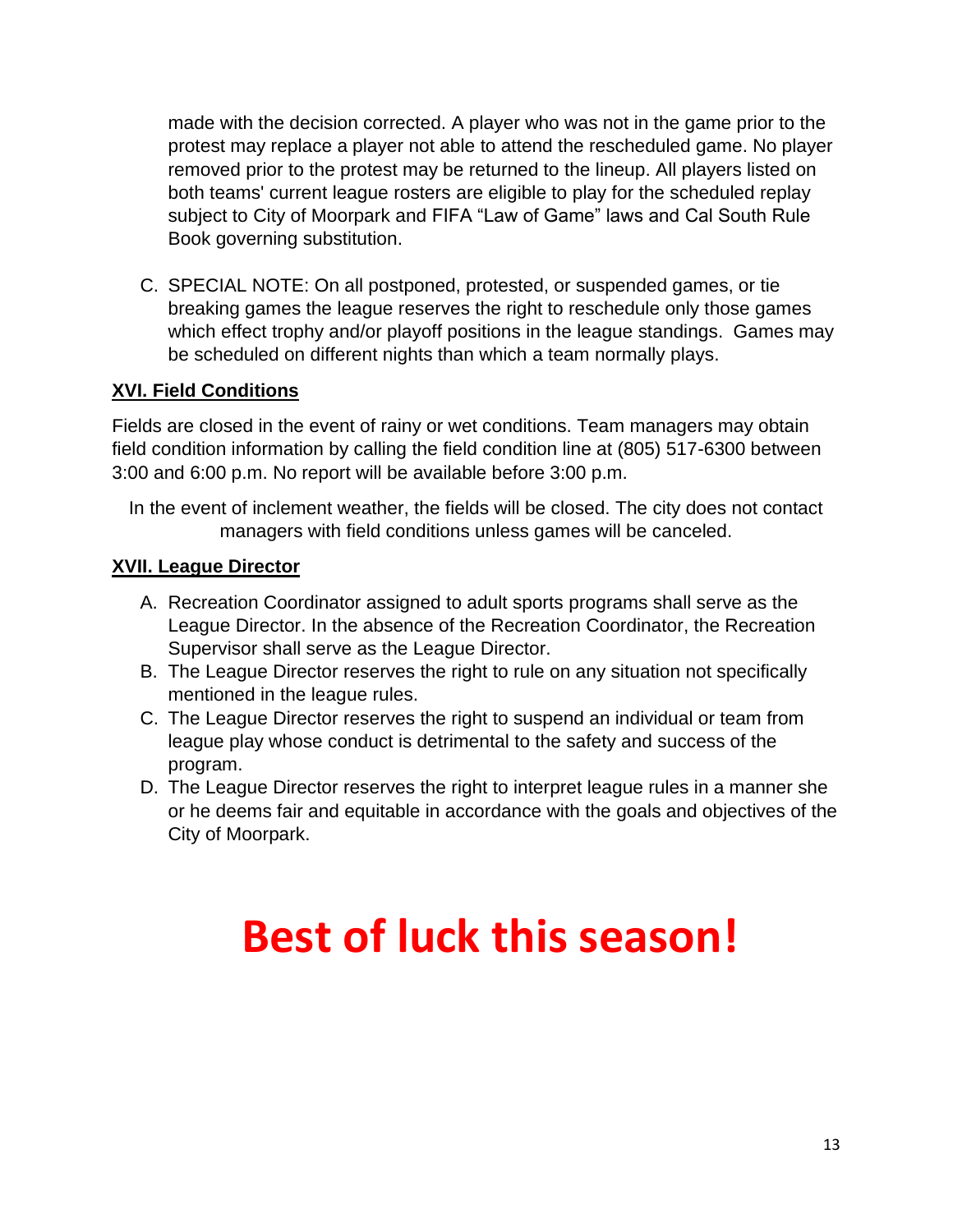made with the decision corrected. A player who was not in the game prior to the protest may replace a player not able to attend the rescheduled game. No player removed prior to the protest may be returned to the lineup. All players listed on both teams' current league rosters are eligible to play for the scheduled replay subject to City of Moorpark and FIFA "Law of Game" laws and Cal South Rule Book governing substitution.

C. SPECIAL NOTE: On all postponed, protested, or suspended games, or tie breaking games the league reserves the right to reschedule only those games which effect trophy and/or playoff positions in the league standings. Games may be scheduled on different nights than which a team normally plays.

## XVI. Field Conditions

Fields are closed in the event of rainy or wet conditions. Team managers may obtain field condition information by calling the field condition line at (805) 517-6300 between 3:00 and 6:00 p.m. No report will be available before 3:00 p.m.

In the event of inclement weather, the fields will be closed. The city does not contact managers with field conditions unless games will be canceled.

## XVII. League Director

A. Recreation Coordinator assigned to adult sports programs shall serve as the League Director. In the absence of the Recreation Coordinator, the Recreation Supervisor shall serve as the League Director.
B. The League Director reserves the right to rule on any situation not specifically mentioned in the league rules.
C. The League Director reserves the right to suspend an individual or team from league play whose conduct is detrimental to the safety and success of the program.
D. The League Director reserves the right to interpret league rules in a manner she or he deems fair and equitable in accordance with the goals and objectives of the City of Moorpark.

# Best of luck this season!